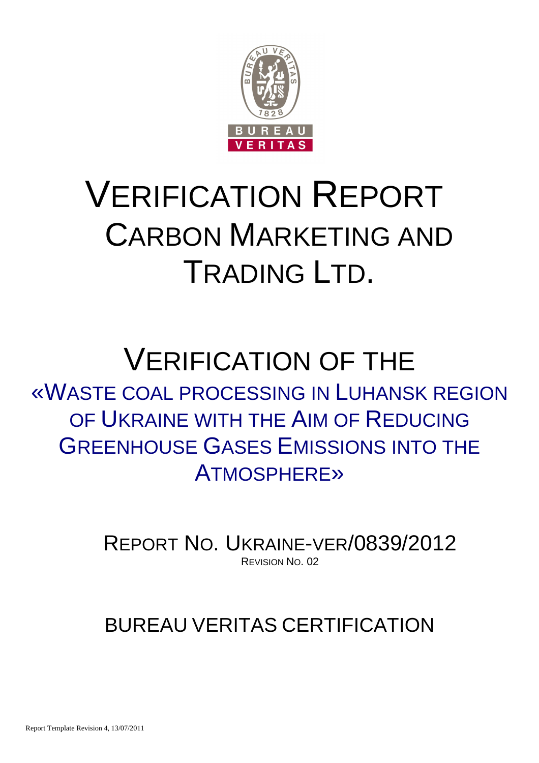# VERIFICATION REPORT CARBON MARKETING AND TRADING LTD.

# VERIFICATION OF THE

## «WASTE COAL PROCESSING IN LUHANSK REGION OF UKRAINE WITH THE AIM OF REDUCING GREENHOUSE GASES EMISSIONS INTO THE ATMOSPHERE»

REPORT NO. UKRAINE-VER/0839/2012

REVISION NO. 02

BUREAU VERITAS CERTIFICATION

Report Template Revision 4, 13/07/2011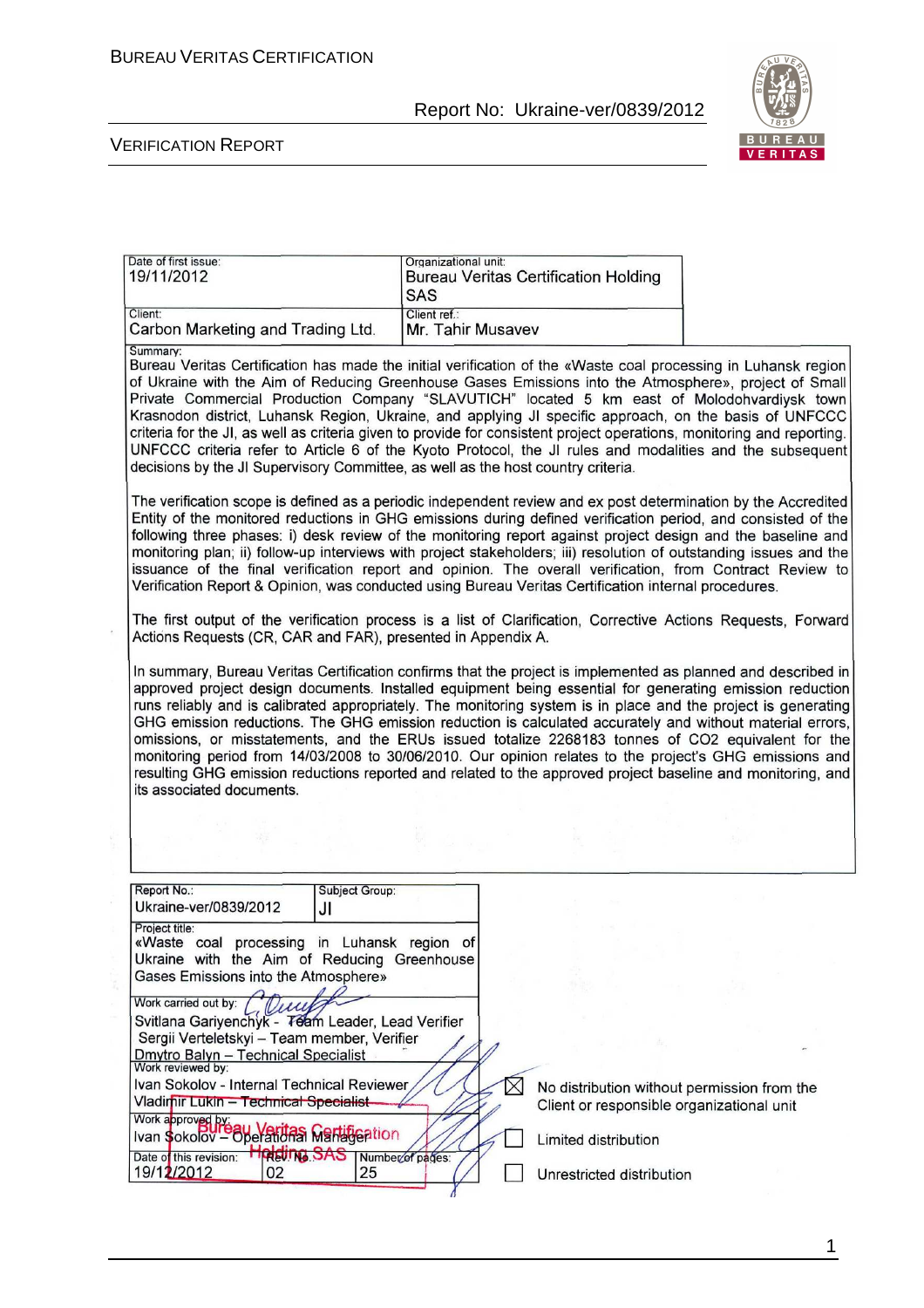| Date of first issue: | Organizational unit: |
|---|---|
| 19/11/2012 | Bureau Veritas Certification Holding SAS |
| Client: | Client ref.: |
| Carbon Marketing and Trading Ltd. | Mr. Tahir Musavev |

Summary:

Bureau Veritas Certification has made the initial verification of the «Waste coal processing in Luhansk region of Ukraine with the Aim of Reducing Greenhouse Gases Emissions into the Atmosphere», project of Small Private Commercial Production Company "SLAVUTICH" located 5 km east of Molodohvardiysk town Krasnodon district, Luhansk Region, Ukraine, and applying JI specific approach, on the basis of UNFCCC criteria for the JI, as well as criteria given to provide for consistent project operations, monitoring and reporting. UNFCCC criteria refer to Article 6 of the Kyoto Protocol, the JI rules and modalities and the subsequent decisions by the JI Supervisory Committee, as well as the host country criteria.

The verification scope is defined as a periodic independent review and ex post determination by the Accredited Entity of the monitored reductions in GHG emissions during defined verification period, and consisted of the following three phases: i) desk review of the monitoring report against project design and the baseline and monitoring plan; ii) follow-up interviews with project stakeholders; iii) resolution of outstanding issues and the issuance of the final verification report and opinion. The overall verification, from Contract Review to Verification Report & Opinion, was conducted using Bureau Veritas Certification internal procedures.

The first output of the verification process is a list of Clarification, Corrective Actions Requests, Forward Actions Requests (CR, CAR and FAR), presented in Appendix A.

In summary, Bureau Veritas Certification confirms that the project is implemented as planned and described in approved project design documents. Installed equipment being essential for generating emission reduction runs reliably and is calibrated appropriately. The monitoring system is in place and the project is generating GHG emission reductions. The GHG emission reduction is calculated accurately and without material errors, omissions, or misstatements, and the ERUs issued totalize 2268183 tonnes of CO2 equivalent for the monitoring period from 14/03/2008 to 30/06/2010. Our opinion relates to the project's GHG emissions and resulting GHG emission reductions reported and related to the approved project baseline and monitoring, and its associated documents.

| Report No.: | Subject Group: |
|---|---|
| Ukraine-ver/0839/2012 | JI |

Project title:
«Waste coal processing in Luhansk region of Ukraine with the Aim of Reducing Greenhouse Gases Emissions into the Atmosphere»

Work carried out by:
Svitlana Gariyenchyk - Team Leader, Lead Verifier
Sergii Verteletskyi – Team member, Verifier
Dmytro Balyn – Technical Specialist

Work reviewed by:
Ivan Sokolov - Internal Technical Reviewer
Vladimir Lukin – Technical Specialist

Work approved by:
Ivan Sokolov – Operational Manager

| Date of this revision: | Rev. No.: | Number of pages: |
|---|---|---|
| 19/12/2012 | 02 | 25 |

- ☒ No distribution without permission from the Client or responsible organizational unit
- ☐ Limited distribution
- ☐ Unrestricted distribution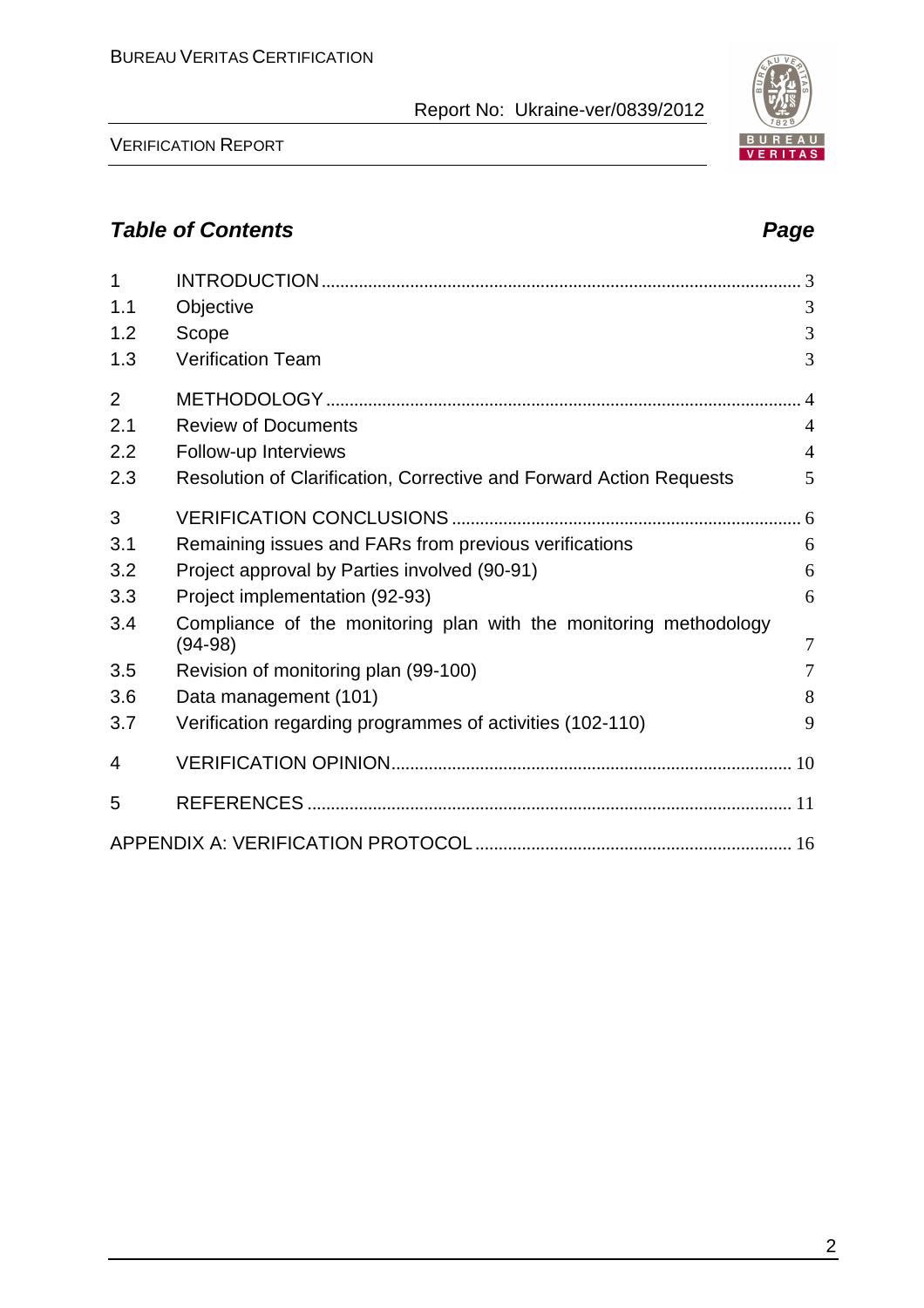## *Table of Contents* *Page*

| | | |
|---|---|---|
| 1 | INTRODUCTION | 3 |
| 1.1 | Objective | 3 |
| 1.2 | Scope | 3 |
| 1.3 | Verification Team | 3 |
| 2 | METHODOLOGY | 4 |
| 2.1 | Review of Documents | 4 |
| 2.2 | Follow-up Interviews | 4 |
| 2.3 | Resolution of Clarification, Corrective and Forward Action Requests | 5 |
| 3 | VERIFICATION CONCLUSIONS | 6 |
| 3.1 | Remaining issues and FARs from previous verifications | 6 |
| 3.2 | Project approval by Parties involved (90-91) | 6 |
| 3.3 | Project implementation (92-93) | 6 |
| 3.4 | Compliance of the monitoring plan with the monitoring methodology (94-98) | 7 |
| 3.5 | Revision of monitoring plan (99-100) | 7 |
| 3.6 | Data management (101) | 8 |
| 3.7 | Verification regarding programmes of activities (102-110) | 9 |
| 4 | VERIFICATION OPINION | 10 |
| 5 | REFERENCES | 11 |
| | APPENDIX A: VERIFICATION PROTOCOL | 16 |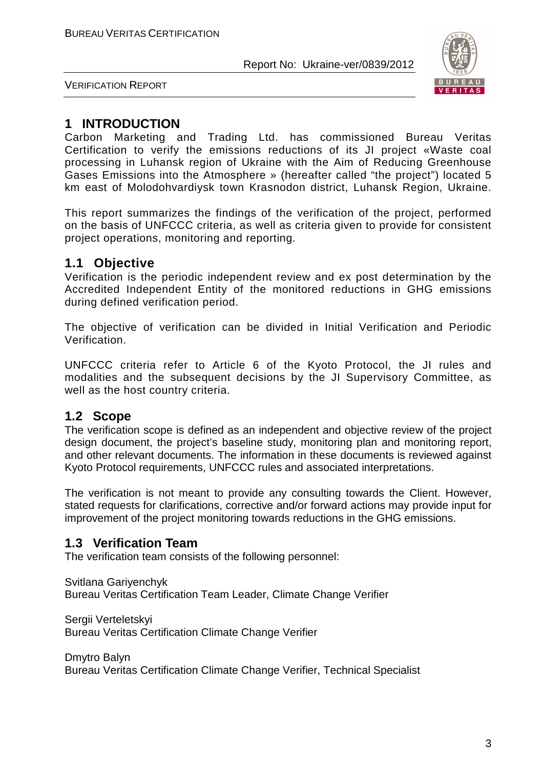# 1 INTRODUCTION

Carbon Marketing and Trading Ltd. has commissioned Bureau Veritas Certification to verify the emissions reductions of its JI project «Waste coal processing in Luhansk region of Ukraine with the Aim of Reducing Greenhouse Gases Emissions into the Atmosphere » (hereafter called "the project") located 5 km east of Molodohvardiysk town Krasnodon district, Luhansk Region, Ukraine.

This report summarizes the findings of the verification of the project, performed on the basis of UNFCCC criteria, as well as criteria given to provide for consistent project operations, monitoring and reporting.

## 1.1 Objective

Verification is the periodic independent review and ex post determination by the Accredited Independent Entity of the monitored reductions in GHG emissions during defined verification period.

The objective of verification can be divided in Initial Verification and Periodic Verification.

UNFCCC criteria refer to Article 6 of the Kyoto Protocol, the JI rules and modalities and the subsequent decisions by the JI Supervisory Committee, as well as the host country criteria.

## 1.2 Scope

The verification scope is defined as an independent and objective review of the project design document, the project's baseline study, monitoring plan and monitoring report, and other relevant documents. The information in these documents is reviewed against Kyoto Protocol requirements, UNFCCC rules and associated interpretations.

The verification is not meant to provide any consulting towards the Client. However, stated requests for clarifications, corrective and/or forward actions may provide input for improvement of the project monitoring towards reductions in the GHG emissions.

## 1.3 Verification Team

The verification team consists of the following personnel:

Svitlana Gariyenchyk
Bureau Veritas Certification Team Leader, Climate Change Verifier

Sergii Verteletskyi
Bureau Veritas Certification Climate Change Verifier

Dmytro Balyn
Bureau Veritas Certification Climate Change Verifier, Technical Specialist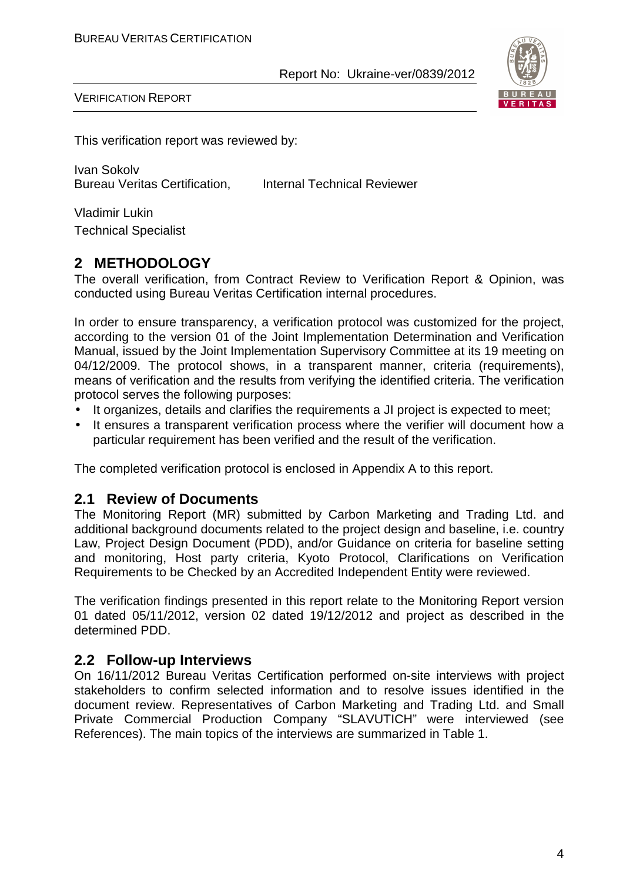This verification report was reviewed by:

Ivan Sokolv
Bureau Veritas Certification, Internal Technical Reviewer

Vladimir Lukin
Technical Specialist

## 2 METHODOLOGY

The overall verification, from Contract Review to Verification Report & Opinion, was conducted using Bureau Veritas Certification internal procedures.

In order to ensure transparency, a verification protocol was customized for the project, according to the version 01 of the Joint Implementation Determination and Verification Manual, issued by the Joint Implementation Supervisory Committee at its 19 meeting on 04/12/2009. The protocol shows, in a transparent manner, criteria (requirements), means of verification and the results from verifying the identified criteria. The verification protocol serves the following purposes:

- It organizes, details and clarifies the requirements a JI project is expected to meet;
- It ensures a transparent verification process where the verifier will document how a particular requirement has been verified and the result of the verification.

The completed verification protocol is enclosed in Appendix A to this report.

### 2.1 Review of Documents

The Monitoring Report (MR) submitted by Carbon Marketing and Trading Ltd. and additional background documents related to the project design and baseline, i.e. country Law, Project Design Document (PDD), and/or Guidance on criteria for baseline setting and monitoring, Host party criteria, Kyoto Protocol, Clarifications on Verification Requirements to be Checked by an Accredited Independent Entity were reviewed.

The verification findings presented in this report relate to the Monitoring Report version 01 dated 05/11/2012, version 02 dated 19/12/2012 and project as described in the determined PDD.

### 2.2 Follow-up Interviews

On 16/11/2012 Bureau Veritas Certification performed on-site interviews with project stakeholders to confirm selected information and to resolve issues identified in the document review. Representatives of Carbon Marketing and Trading Ltd. and Small Private Commercial Production Company "SLAVUTICH" were interviewed (see References). The main topics of the interviews are summarized in Table 1.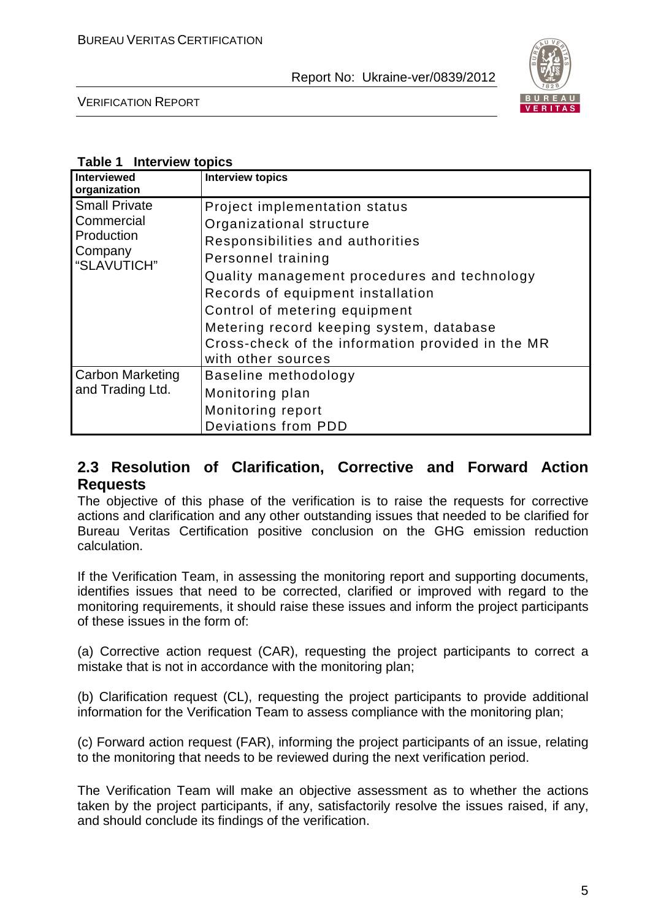**Table 1 Interview topics**

| Interviewed organization | Interview topics |
|---|---|
| Small Private Commercial Production Company "SLAVUTICH" | Project implementation status<br>Organizational structure<br>Responsibilities and authorities<br>Personnel training<br>Quality management procedures and technology<br>Records of equipment installation<br>Control of metering equipment<br>Metering record keeping system, database<br>Cross-check of the information provided in the MR with other sources |
| Carbon Marketing and Trading Ltd. | Baseline methodology<br>Monitoring plan<br>Monitoring report<br>Deviations from PDD |

## 2.3 Resolution of Clarification, Corrective and Forward Action Requests

The objective of this phase of the verification is to raise the requests for corrective actions and clarification and any other outstanding issues that needed to be clarified for Bureau Veritas Certification positive conclusion on the GHG emission reduction calculation.

If the Verification Team, in assessing the monitoring report and supporting documents, identifies issues that need to be corrected, clarified or improved with regard to the monitoring requirements, it should raise these issues and inform the project participants of these issues in the form of:

(a) Corrective action request (CAR), requesting the project participants to correct a mistake that is not in accordance with the monitoring plan;

(b) Clarification request (CL), requesting the project participants to provide additional information for the Verification Team to assess compliance with the monitoring plan;

(c) Forward action request (FAR), informing the project participants of an issue, relating to the monitoring that needs to be reviewed during the next verification period.

The Verification Team will make an objective assessment as to whether the actions taken by the project participants, if any, satisfactorily resolve the issues raised, if any, and should conclude its findings of the verification.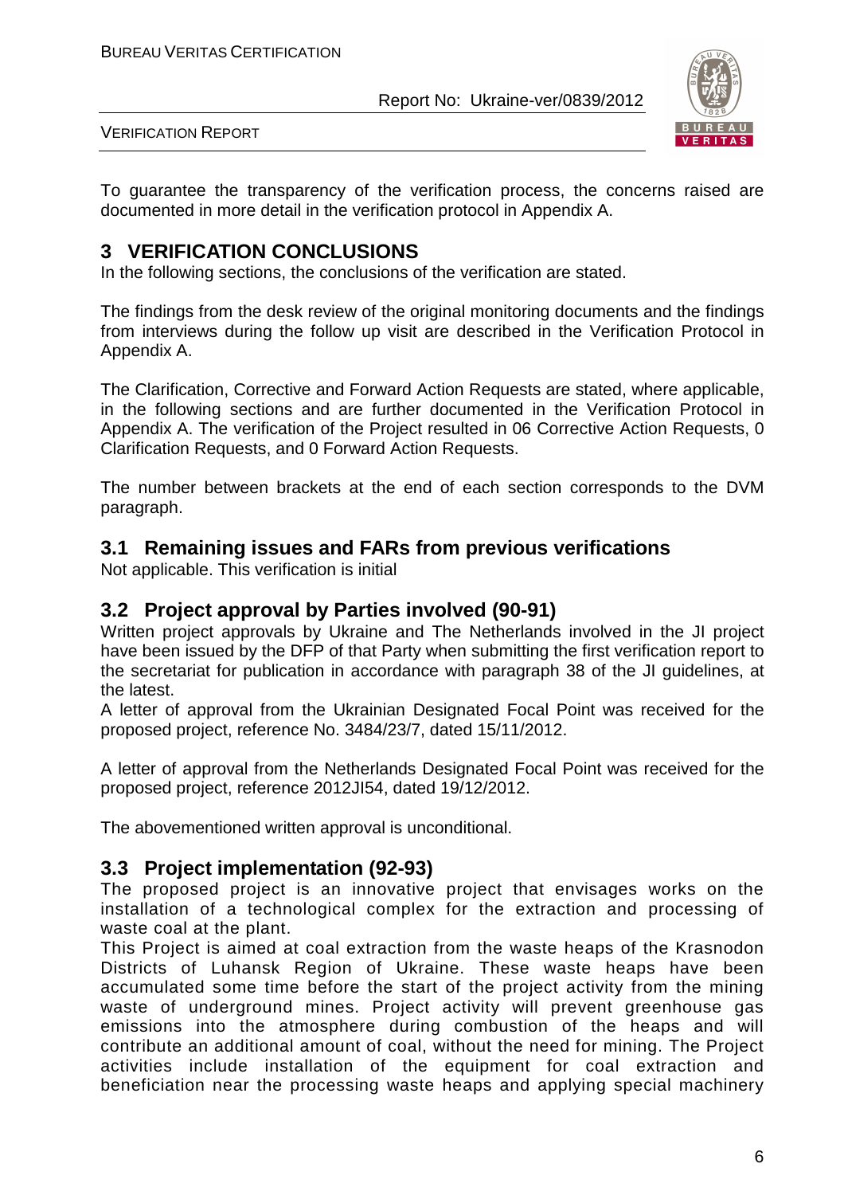To guarantee the transparency of the verification process, the concerns raised are documented in more detail in the verification protocol in Appendix A.

# 3 VERIFICATION CONCLUSIONS

In the following sections, the conclusions of the verification are stated.

The findings from the desk review of the original monitoring documents and the findings from interviews during the follow up visit are described in the Verification Protocol in Appendix A.

The Clarification, Corrective and Forward Action Requests are stated, where applicable, in the following sections and are further documented in the Verification Protocol in Appendix A. The verification of the Project resulted in 06 Corrective Action Requests, 0 Clarification Requests, and 0 Forward Action Requests.

The number between brackets at the end of each section corresponds to the DVM paragraph.

## 3.1 Remaining issues and FARs from previous verifications

Not applicable. This verification is initial

## 3.2 Project approval by Parties involved (90-91)

Written project approvals by Ukraine and The Netherlands involved in the JI project have been issued by the DFP of that Party when submitting the first verification report to the secretariat for publication in accordance with paragraph 38 of the JI guidelines, at the latest.

A letter of approval from the Ukrainian Designated Focal Point was received for the proposed project, reference No. 3484/23/7, dated 15/11/2012.

A letter of approval from the Netherlands Designated Focal Point was received for the proposed project, reference 2012JI54, dated 19/12/2012.

The abovementioned written approval is unconditional.

## 3.3 Project implementation (92-93)

The proposed project is an innovative project that envisages works on the installation of a technological complex for the extraction and processing of waste coal at the plant.

This Project is aimed at coal extraction from the waste heaps of the Krasnodon Districts of Luhansk Region of Ukraine. These waste heaps have been accumulated some time before the start of the project activity from the mining waste of underground mines. Project activity will prevent greenhouse gas emissions into the atmosphere during combustion of the heaps and will contribute an additional amount of coal, without the need for mining. The Project activities include installation of the equipment for coal extraction and beneficiation near the processing waste heaps and applying special machinery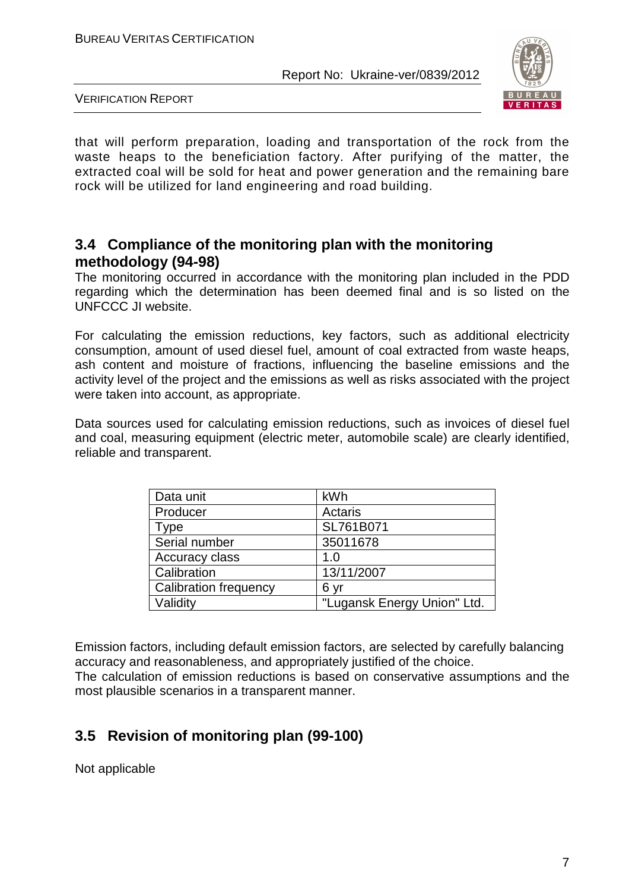that will perform preparation, loading and transportation of the rock from the waste heaps to the beneficiation factory. After purifying of the matter, the extracted coal will be sold for heat and power generation and the remaining bare rock will be utilized for land engineering and road building.

## 3.4 Compliance of the monitoring plan with the monitoring methodology (94-98)

The monitoring occurred in accordance with the monitoring plan included in the PDD regarding which the determination has been deemed final and is so listed on the UNFCCC JI website.

For calculating the emission reductions, key factors, such as additional electricity consumption, amount of used diesel fuel, amount of coal extracted from waste heaps, ash content and moisture of fractions, influencing the baseline emissions and the activity level of the project and the emissions as well as risks associated with the project were taken into account, as appropriate.

Data sources used for calculating emission reductions, such as invoices of diesel fuel and coal, measuring equipment (electric meter, automobile scale) are clearly identified, reliable and transparent.

| Data unit | kWh |
|---|---|
| Producer | Actaris |
| Type | SL761B071 |
| Serial number | 35011678 |
| Accuracy class | 1.0 |
| Calibration | 13/11/2007 |
| Calibration frequency | 6 yr |
| Validity | "Lugansk Energy Union" Ltd. |

Emission factors, including default emission factors, are selected by carefully balancing accuracy and reasonableness, and appropriately justified of the choice.
The calculation of emission reductions is based on conservative assumptions and the most plausible scenarios in a transparent manner.

## 3.5 Revision of monitoring plan (99-100)

Not applicable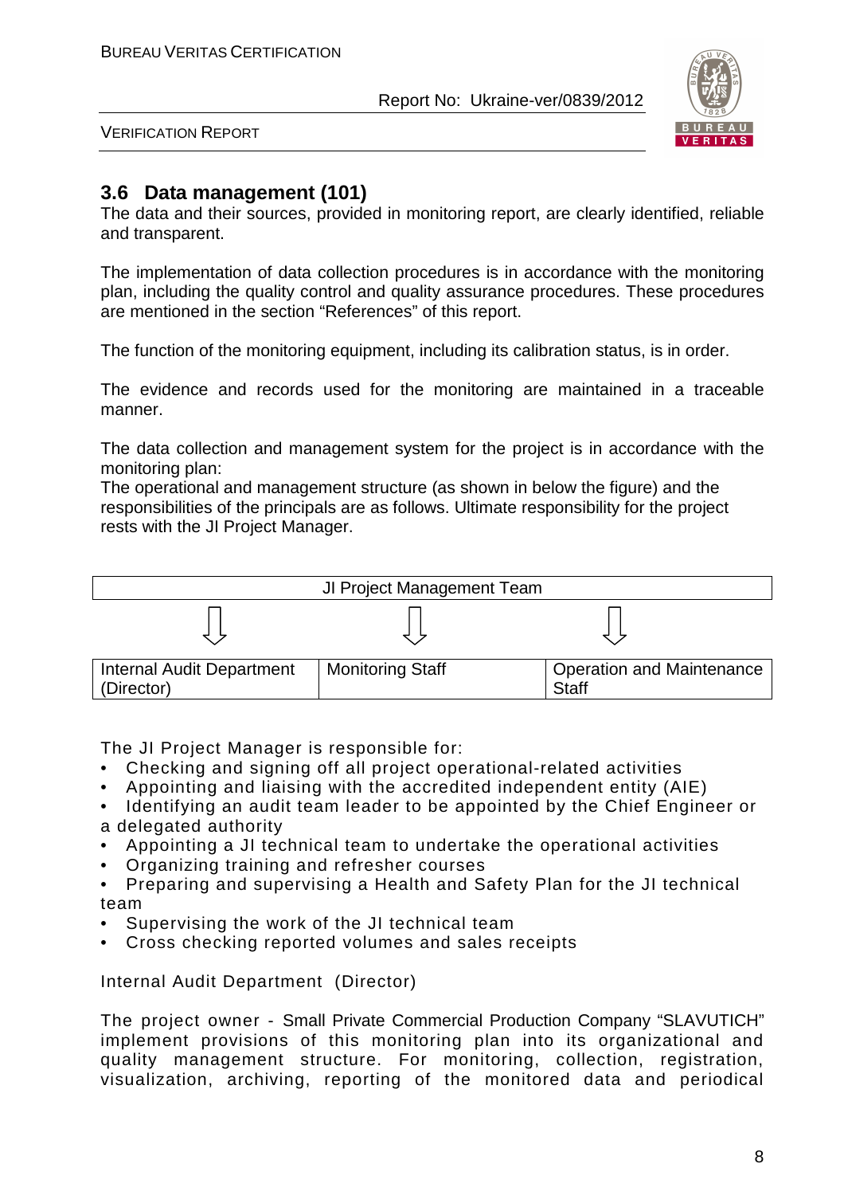## 3.6 Data management (101)

The data and their sources, provided in monitoring report, are clearly identified, reliable and transparent.

The implementation of data collection procedures is in accordance with the monitoring plan, including the quality control and quality assurance procedures. These procedures are mentioned in the section “References” of this report.

The function of the monitoring equipment, including its calibration status, is in order.

The evidence and records used for the monitoring are maintained in a traceable manner.

The data collection and management system for the project is in accordance with the monitoring plan:

The operational and management structure (as shown in below the figure) and the responsibilities of the principals are as follows. Ultimate responsibility for the project rests with the JI Project Manager.

| JI Project Management Team | | |
|---|---|---|
| ⇩ | ⇩ | ⇩ |
| Internal Audit Department (Director) | Monitoring Staff | Operation and Maintenance Staff |

The JI Project Manager is responsible for:

- Checking and signing off all project operational-related activities
- Appointing and liaising with the accredited independent entity (AIE)
- Identifying an audit team leader to be appointed by the Chief Engineer or a delegated authority
- Appointing a JI technical team to undertake the operational activities
- Organizing training and refresher courses
- Preparing and supervising a Health and Safety Plan for the JI technical team
- Supervising the work of the JI technical team
- Cross checking reported volumes and sales receipts

Internal Audit Department (Director)

The project owner - Small Private Commercial Production Company “SLAVUTICH” implement provisions of this monitoring plan into its organizational and quality management structure. For monitoring, collection, registration, visualization, archiving, reporting of the monitored data and periodical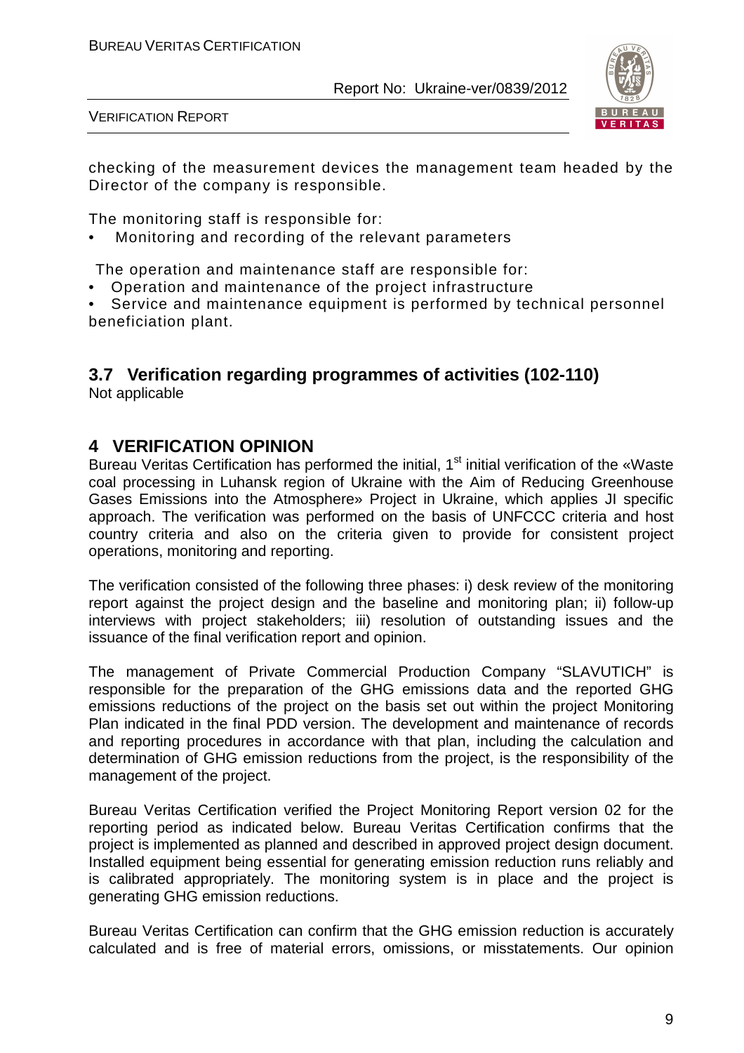checking of the measurement devices the management team headed by the Director of the company is responsible.

The monitoring staff is responsible for:

- Monitoring and recording of the relevant parameters

The operation and maintenance staff are responsible for:

- Operation and maintenance of the project infrastructure
- Service and maintenance equipment is performed by technical personnel beneficiation plant.

## 3.7 Verification regarding programmes of activities (102-110)

Not applicable

# 4 VERIFICATION OPINION

Bureau Veritas Certification has performed the initial, 1st initial verification of the «Waste coal processing in Luhansk region of Ukraine with the Aim of Reducing Greenhouse Gases Emissions into the Atmosphere» Project in Ukraine, which applies JI specific approach. The verification was performed on the basis of UNFCCC criteria and host country criteria and also on the criteria given to provide for consistent project operations, monitoring and reporting.

The verification consisted of the following three phases: i) desk review of the monitoring report against the project design and the baseline and monitoring plan; ii) follow-up interviews with project stakeholders; iii) resolution of outstanding issues and the issuance of the final verification report and opinion.

The management of Private Commercial Production Company "SLAVUTICH" is responsible for the preparation of the GHG emissions data and the reported GHG emissions reductions of the project on the basis set out within the project Monitoring Plan indicated in the final PDD version. The development and maintenance of records and reporting procedures in accordance with that plan, including the calculation and determination of GHG emission reductions from the project, is the responsibility of the management of the project.

Bureau Veritas Certification verified the Project Monitoring Report version 02 for the reporting period as indicated below. Bureau Veritas Certification confirms that the project is implemented as planned and described in approved project design document. Installed equipment being essential for generating emission reduction runs reliably and is calibrated appropriately. The monitoring system is in place and the project is generating GHG emission reductions.

Bureau Veritas Certification can confirm that the GHG emission reduction is accurately calculated and is free of material errors, omissions, or misstatements. Our opinion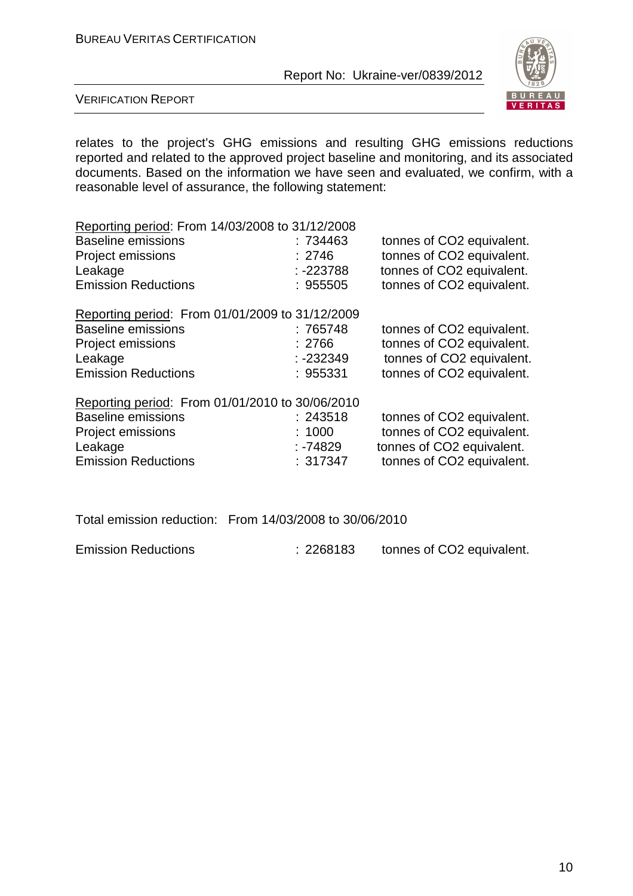relates to the project's GHG emissions and resulting GHG emissions reductions reported and related to the approved project baseline and monitoring, and its associated documents. Based on the information we have seen and evaluated, we confirm, with a reasonable level of assurance, the following statement:

Reporting period: From 14/03/2008 to 31/12/2008

| | | |
|---|---|---|
| Baseline emissions | : 734463 | tonnes of CO2 equivalent. |
| Project emissions | : 2746 | tonnes of CO2 equivalent. |
| Leakage | : -223788 | tonnes of CO2 equivalent. |
| Emission Reductions | : 955505 | tonnes of CO2 equivalent. |

Reporting period: From 01/01/2009 to 31/12/2009

| | | |
|---|---|---|
| Baseline emissions | : 765748 | tonnes of CO2 equivalent. |
| Project emissions | : 2766 | tonnes of CO2 equivalent. |
| Leakage | : -232349 | tonnes of CO2 equivalent. |
| Emission Reductions | : 955331 | tonnes of CO2 equivalent. |

Reporting period: From 01/01/2010 to 30/06/2010

| | | |
|---|---|---|
| Baseline emissions | : 243518 | tonnes of CO2 equivalent. |
| Project emissions | : 1000 | tonnes of CO2 equivalent. |
| Leakage | : -74829 | tonnes of CO2 equivalent. |
| Emission Reductions | : 317347 | tonnes of CO2 equivalent. |

Total emission reduction: From 14/03/2008 to 30/06/2010

| | | |
|---|---|---|
| Emission Reductions | : 2268183 | tonnes of CO2 equivalent. |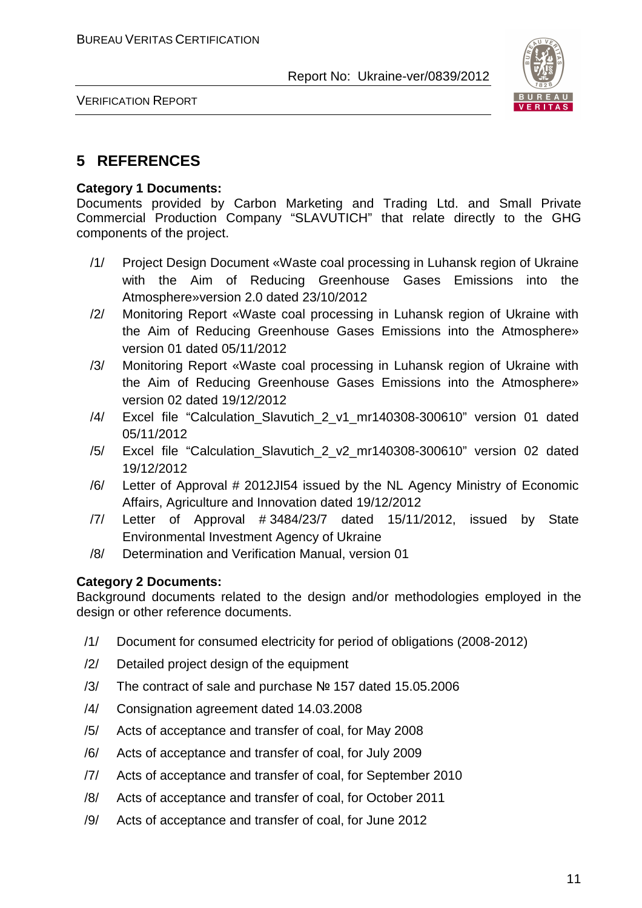# 5 REFERENCES

**Category 1 Documents:**

Documents provided by Carbon Marketing and Trading Ltd. and Small Private Commercial Production Company "SLAVUTICH" that relate directly to the GHG components of the project.

/1/ Project Design Document «Waste coal processing in Luhansk region of Ukraine with the Aim of Reducing Greenhouse Gases Emissions into the Atmosphere»version 2.0 dated 23/10/2012

/2/ Monitoring Report «Waste coal processing in Luhansk region of Ukraine with the Aim of Reducing Greenhouse Gases Emissions into the Atmosphere» version 01 dated 05/11/2012

/3/ Monitoring Report «Waste coal processing in Luhansk region of Ukraine with the Aim of Reducing Greenhouse Gases Emissions into the Atmosphere» version 02 dated 19/12/2012

/4/ Excel file "Calculation_Slavutich_2_v1_mr140308-300610" version 01 dated 05/11/2012

/5/ Excel file "Calculation_Slavutich_2_v2_mr140308-300610" version 02 dated 19/12/2012

/6/ Letter of Approval # 2012JI54 issued by the NL Agency Ministry of Economic Affairs, Agriculture and Innovation dated 19/12/2012

/7/ Letter of Approval # 3484/23/7 dated 15/11/2012, issued by State Environmental Investment Agency of Ukraine

/8/ Determination and Verification Manual, version 01

**Category 2 Documents:**

Background documents related to the design and/or methodologies employed in the design or other reference documents.

/1/ Document for consumed electricity for period of obligations (2008-2012)

/2/ Detailed project design of the equipment

/3/ The contract of sale and purchase № 157 dated 15.05.2006

/4/ Consignation agreement dated 14.03.2008

/5/ Acts of acceptance and transfer of coal, for May 2008

/6/ Acts of acceptance and transfer of coal, for July 2009

/7/ Acts of acceptance and transfer of coal, for September 2010

/8/ Acts of acceptance and transfer of coal, for October 2011

/9/ Acts of acceptance and transfer of coal, for June 2012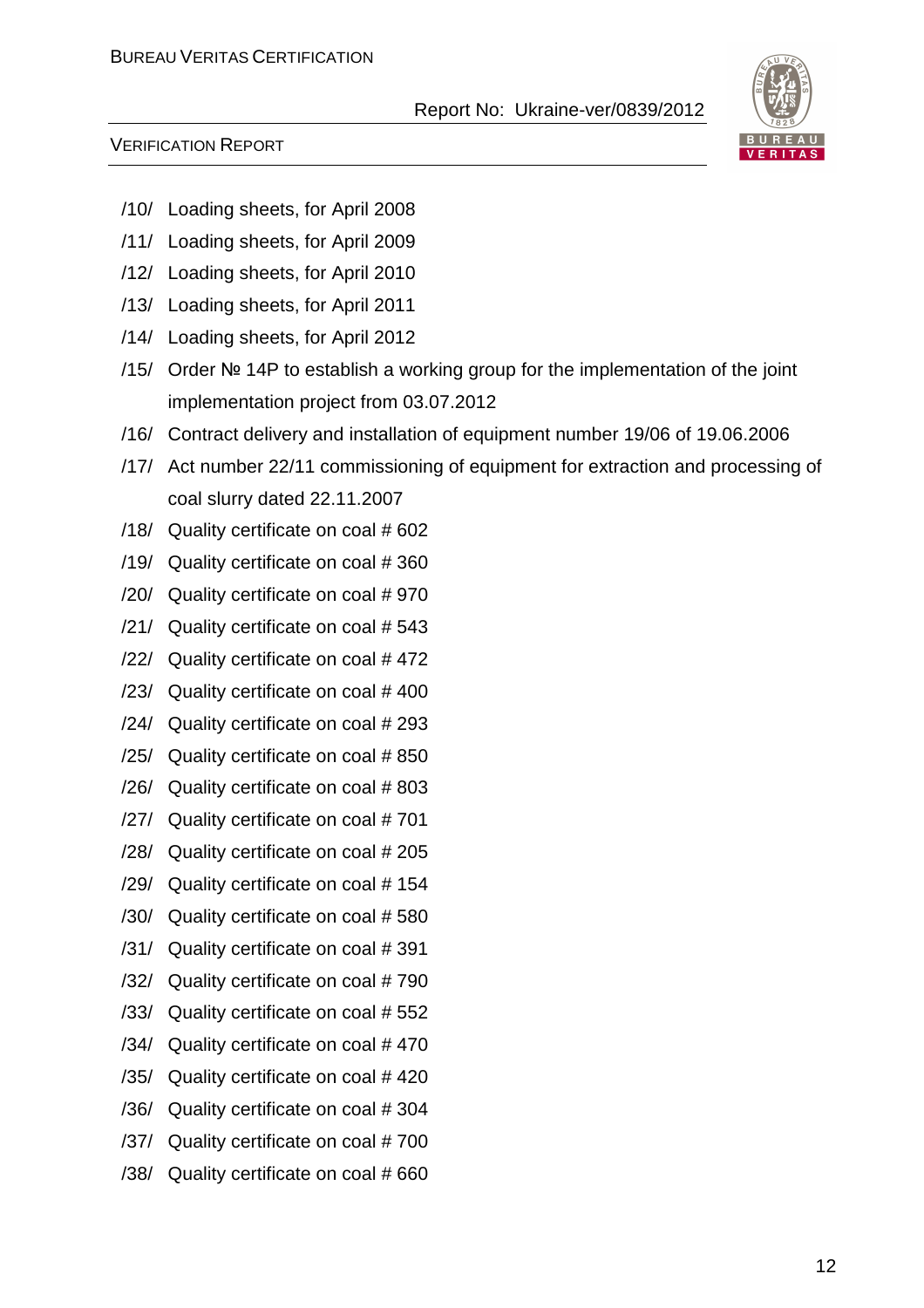/10/ Loading sheets, for April 2008

/11/ Loading sheets, for April 2009

/12/ Loading sheets, for April 2010

/13/ Loading sheets, for April 2011

/14/ Loading sheets, for April 2012

/15/ Order № 14P to establish a working group for the implementation of the joint implementation project from 03.07.2012

/16/ Contract delivery and installation of equipment number 19/06 of 19.06.2006

/17/ Act number 22/11 commissioning of equipment for extraction and processing of coal slurry dated 22.11.2007

/18/ Quality certificate on coal # 602

/19/ Quality certificate on coal # 360

/20/ Quality certificate on coal # 970

/21/ Quality certificate on coal # 543

/22/ Quality certificate on coal # 472

/23/ Quality certificate on coal # 400

/24/ Quality certificate on coal # 293

/25/ Quality certificate on coal # 850

/26/ Quality certificate on coal # 803

/27/ Quality certificate on coal # 701

/28/ Quality certificate on coal # 205

/29/ Quality certificate on coal # 154

/30/ Quality certificate on coal # 580

/31/ Quality certificate on coal # 391

/32/ Quality certificate on coal # 790

/33/ Quality certificate on coal # 552

/34/ Quality certificate on coal # 470

/35/ Quality certificate on coal # 420

/36/ Quality certificate on coal # 304

/37/ Quality certificate on coal # 700

/38/ Quality certificate on coal # 660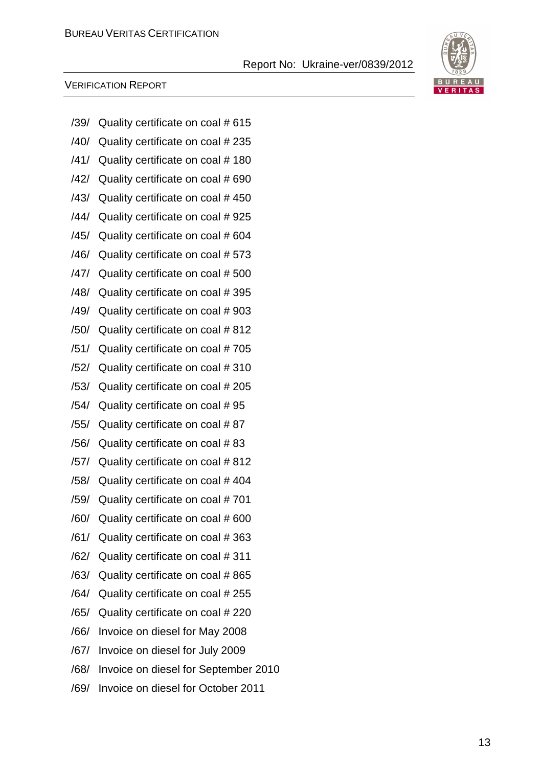/39/ Quality certificate on coal # 615

/40/ Quality certificate on coal # 235

/41/ Quality certificate on coal # 180

/42/ Quality certificate on coal # 690

/43/ Quality certificate on coal # 450

/44/ Quality certificate on coal # 925

/45/ Quality certificate on coal # 604

/46/ Quality certificate on coal # 573

/47/ Quality certificate on coal # 500

/48/ Quality certificate on coal # 395

/49/ Quality certificate on coal # 903

/50/ Quality certificate on coal # 812

/51/ Quality certificate on coal # 705

/52/ Quality certificate on coal # 310

/53/ Quality certificate on coal # 205

/54/ Quality certificate on coal # 95

/55/ Quality certificate on coal # 87

/56/ Quality certificate on coal # 83

/57/ Quality certificate on coal # 812

/58/ Quality certificate on coal # 404

/59/ Quality certificate on coal # 701

/60/ Quality certificate on coal # 600

/61/ Quality certificate on coal # 363

/62/ Quality certificate on coal # 311

/63/ Quality certificate on coal # 865

/64/ Quality certificate on coal # 255

/65/ Quality certificate on coal # 220

/66/ Invoice on diesel for May 2008

/67/ Invoice on diesel for July 2009

/68/ Invoice on diesel for September 2010

/69/ Invoice on diesel for October 2011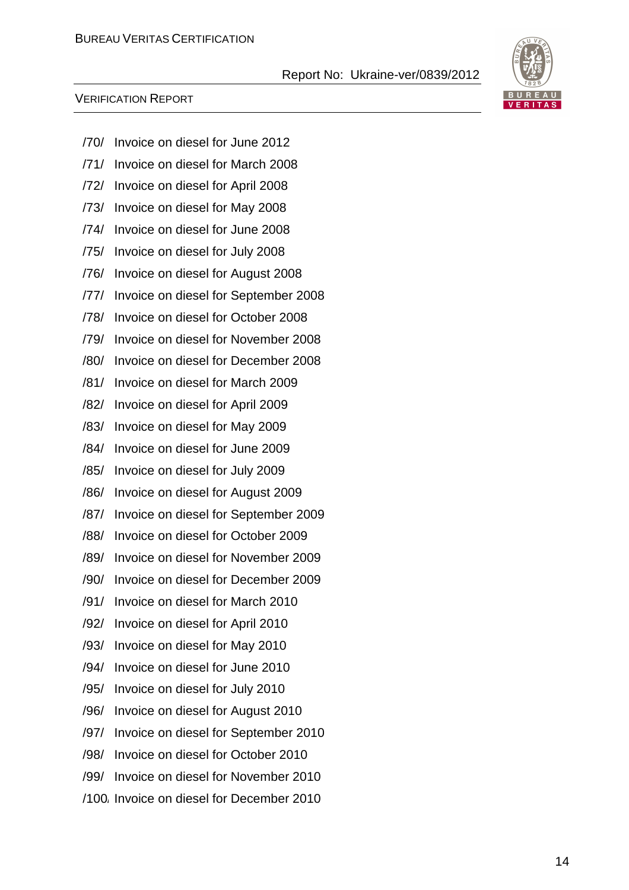/70/ Invoice on diesel for June 2012

/71/ Invoice on diesel for March 2008

/72/ Invoice on diesel for April 2008

/73/ Invoice on diesel for May 2008

/74/ Invoice on diesel for June 2008

/75/ Invoice on diesel for July 2008

/76/ Invoice on diesel for August 2008

/77/ Invoice on diesel for September 2008

/78/ Invoice on diesel for October 2008

/79/ Invoice on diesel for November 2008

/80/ Invoice on diesel for December 2008

/81/ Invoice on diesel for March 2009

/82/ Invoice on diesel for April 2009

/83/ Invoice on diesel for May 2009

/84/ Invoice on diesel for June 2009

/85/ Invoice on diesel for July 2009

/86/ Invoice on diesel for August 2009

/87/ Invoice on diesel for September 2009

/88/ Invoice on diesel for October 2009

/89/ Invoice on diesel for November 2009

/90/ Invoice on diesel for December 2009

/91/ Invoice on diesel for March 2010

/92/ Invoice on diesel for April 2010

/93/ Invoice on diesel for May 2010

/94/ Invoice on diesel for June 2010

/95/ Invoice on diesel for July 2010

/96/ Invoice on diesel for August 2010

/97/ Invoice on diesel for September 2010

/98/ Invoice on diesel for October 2010

/99/ Invoice on diesel for November 2010

/100/ Invoice on diesel for December 2010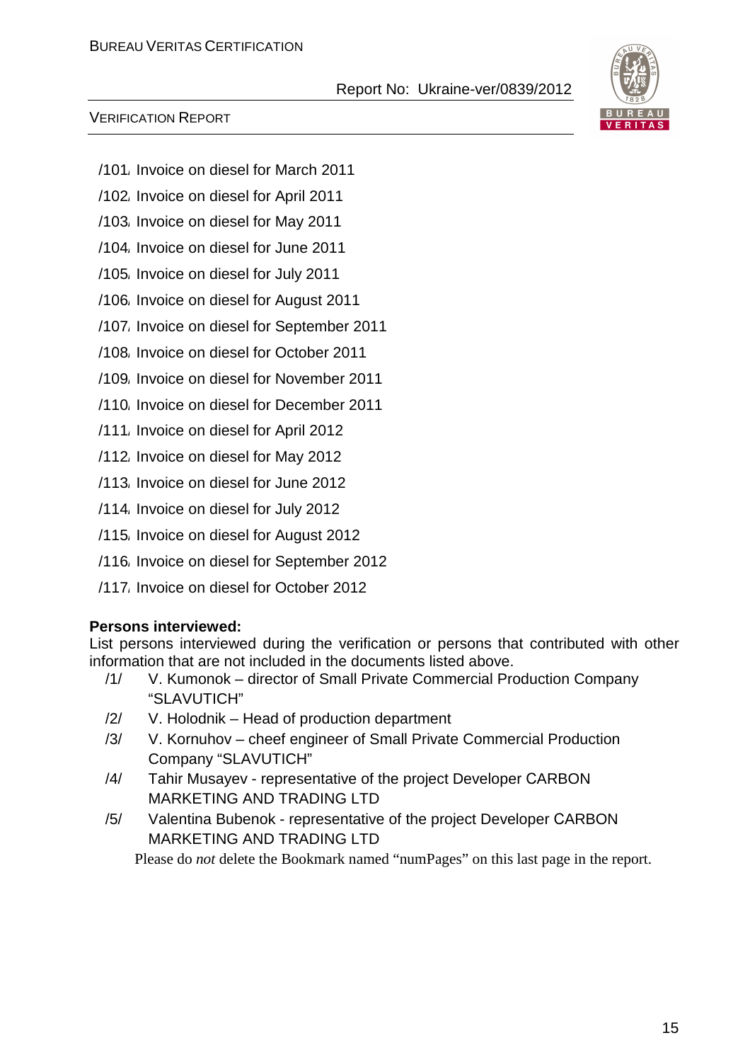/101/ Invoice on diesel for March 2011

/102/ Invoice on diesel for April 2011

/103/ Invoice on diesel for May 2011

/104/ Invoice on diesel for June 2011

/105/ Invoice on diesel for July 2011

/106/ Invoice on diesel for August 2011

/107/ Invoice on diesel for September 2011

/108/ Invoice on diesel for October 2011

/109/ Invoice on diesel for November 2011

/110/ Invoice on diesel for December 2011

/111/ Invoice on diesel for April 2012

/112/ Invoice on diesel for May 2012

/113/ Invoice on diesel for June 2012

/114/ Invoice on diesel for July 2012

/115/ Invoice on diesel for August 2012

/116/ Invoice on diesel for September 2012

/117/ Invoice on diesel for October 2012

**Persons interviewed:**

List persons interviewed during the verification or persons that contributed with other information that are not included in the documents listed above.

/1/ V. Kumonok – director of Small Private Commercial Production Company "SLAVUTICH"

/2/ V. Holodnik – Head of production department

/3/ V. Kornuhov – cheef engineer of Small Private Commercial Production Company "SLAVUTICH"

/4/ Tahir Musayev - representative of the project Developer CARBON MARKETING AND TRADING LTD

/5/ Valentina Bubenok - representative of the project Developer CARBON MARKETING AND TRADING LTD

Please do *not* delete the Bookmark named "numPages" on this last page in the report.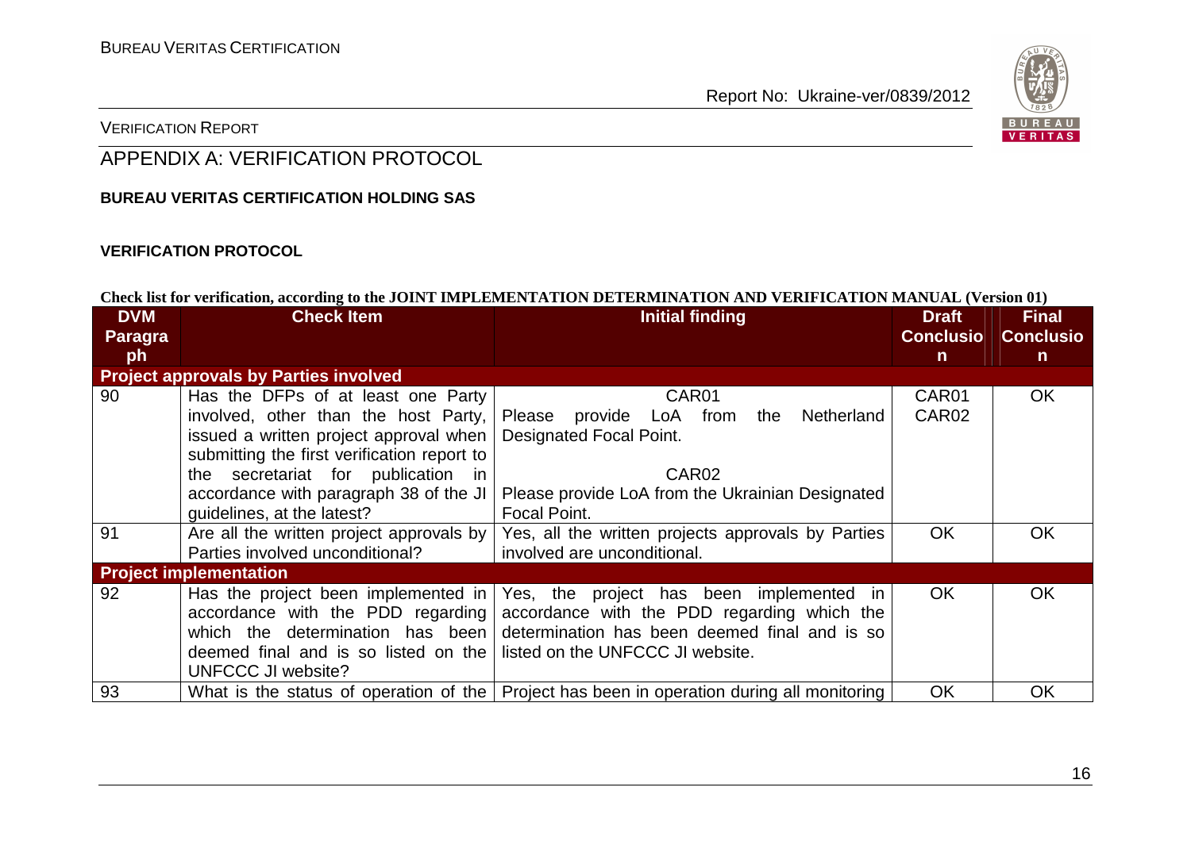# APPENDIX A: VERIFICATION PROTOCOL

**BUREAU VERITAS CERTIFICATION HOLDING SAS**

**VERIFICATION PROTOCOL**

**Check list for verification, according to the JOINT IMPLEMENTATION DETERMINATION AND VERIFICATION MANUAL (Version 01)**

| DVM Paragraph | Check Item | Initial finding | Draft Conclusion | Final Conclusion |
|---|---|---|---|---|
| **Project approvals by Parties involved** | | | | |
| 90 | Has the DFPs of at least one Party involved, other than the host Party, issued a written project approval when submitting the first verification report to the secretariat for publication in accordance with paragraph 38 of the JI guidelines, at the latest? | CAR01<br>Please provide LoA from the Netherland Designated Focal Point.<br><br>CAR02<br>Please provide LoA from the Ukrainian Designated Focal Point. | CAR01<br>CAR02 | OK |
| 91 | Are all the written project approvals by Parties involved unconditional? | Yes, all the written projects approvals by Parties involved are unconditional. | OK | OK |
| **Project implementation** | | | | |
| 92 | Has the project been implemented in accordance with the PDD regarding which the determination has been deemed final and is so listed on the UNFCCC JI website? | Yes, the project has been implemented in accordance with the PDD regarding which the determination has been deemed final and is so listed on the UNFCCC JI website. | OK | OK |
| 93 | What is the status of operation of the | Project has been in operation during all monitoring | OK | OK |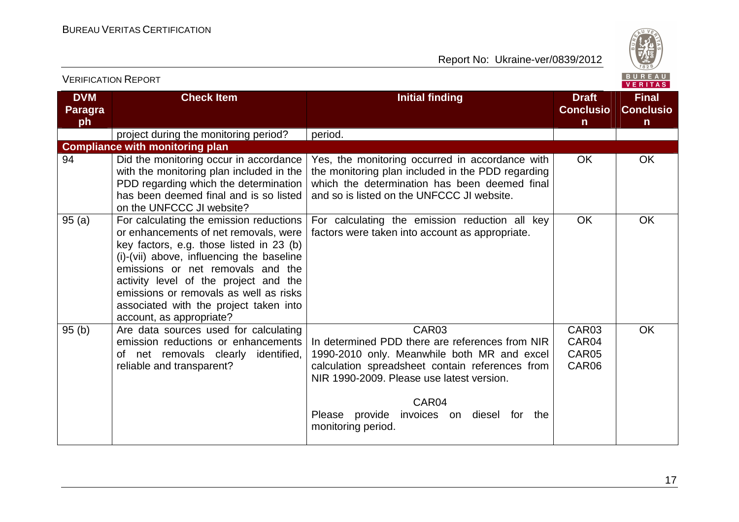| DVM Paragraph | Check Item | Initial finding | Draft Conclusion | Final Conclusion |
|---|---|---|---|---|
| | project during the monitoring period? | period. | | |
| **Compliance with monitoring plan** | | | | |
| 94 | Did the monitoring occur in accordance with the monitoring plan included in the PDD regarding which the determination has been deemed final and is so listed on the UNFCCC JI website? | Yes, the monitoring occurred in accordance with the monitoring plan included in the PDD regarding which the determination has been deemed final and so is listed on the UNFCCC JI website. | OK | OK |
| 95 (a) | For calculating the emission reductions or enhancements of net removals, were key factors, e.g. those listed in 23 (b) (i)-(vii) above, influencing the baseline emissions or net removals and the activity level of the project and the emissions or removals as well as risks associated with the project taken into account, as appropriate? | For calculating the emission reduction all key factors were taken into account as appropriate. | OK | OK |
| 95 (b) | Are data sources used for calculating emission reductions or enhancements of net removals clearly identified, reliable and transparent? | CAR03<br>In determined PDD there are references from NIR 1990-2010 only. Meanwhile both MR and excel calculation spreadsheet contain references from NIR 1990-2009. Please use latest version.<br><br>CAR04<br>Please provide invoices on diesel for the monitoring period. | CAR03<br>CAR04<br>CAR05<br>CAR06 | OK |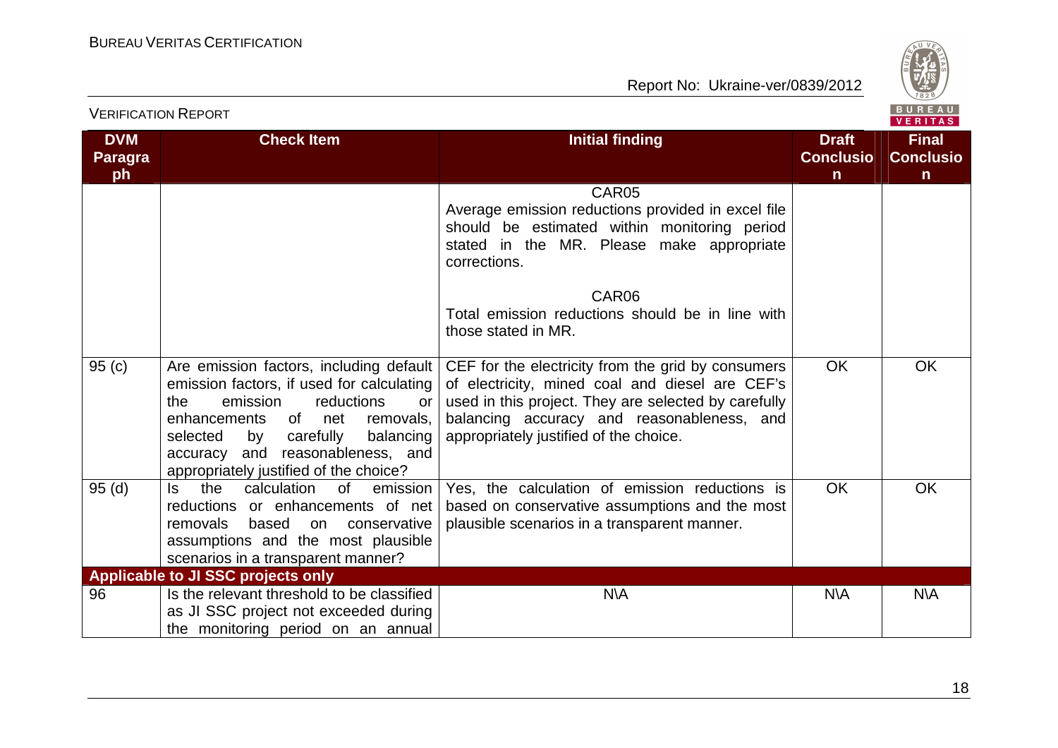| DVM Paragraph | Check Item | Initial finding | Draft Conclusion | Final Conclusion |
|---|---|---|---|---|
| | | CAR05<br>Average emission reductions provided in excel file should be estimated within monitoring period stated in the MR. Please make appropriate corrections.<br><br>CAR06<br>Total emission reductions should be in line with those stated in MR. | | |
| 95 (c) | Are emission factors, including default emission factors, if used for calculating the emission reductions or enhancements of net removals, selected by carefully balancing accuracy and reasonableness, and appropriately justified of the choice? | CEF for the electricity from the grid by consumers of electricity, mined coal and diesel are CEF's used in this project. They are selected by carefully balancing accuracy and reasonableness, and appropriately justified of the choice. | OK | OK |
| 95 (d) | Is the calculation of emission reductions or enhancements of net removals based on conservative assumptions and the most plausible scenarios in a transparent manner? | Yes, the calculation of emission reductions is based on conservative assumptions and the most plausible scenarios in a transparent manner. | OK | OK |
| **Applicable to JI SSC projects only** | | | | |
| 96 | Is the relevant threshold to be classified as JI SSC project not exceeded during the monitoring period on an annual | N\A | N\A | N\A |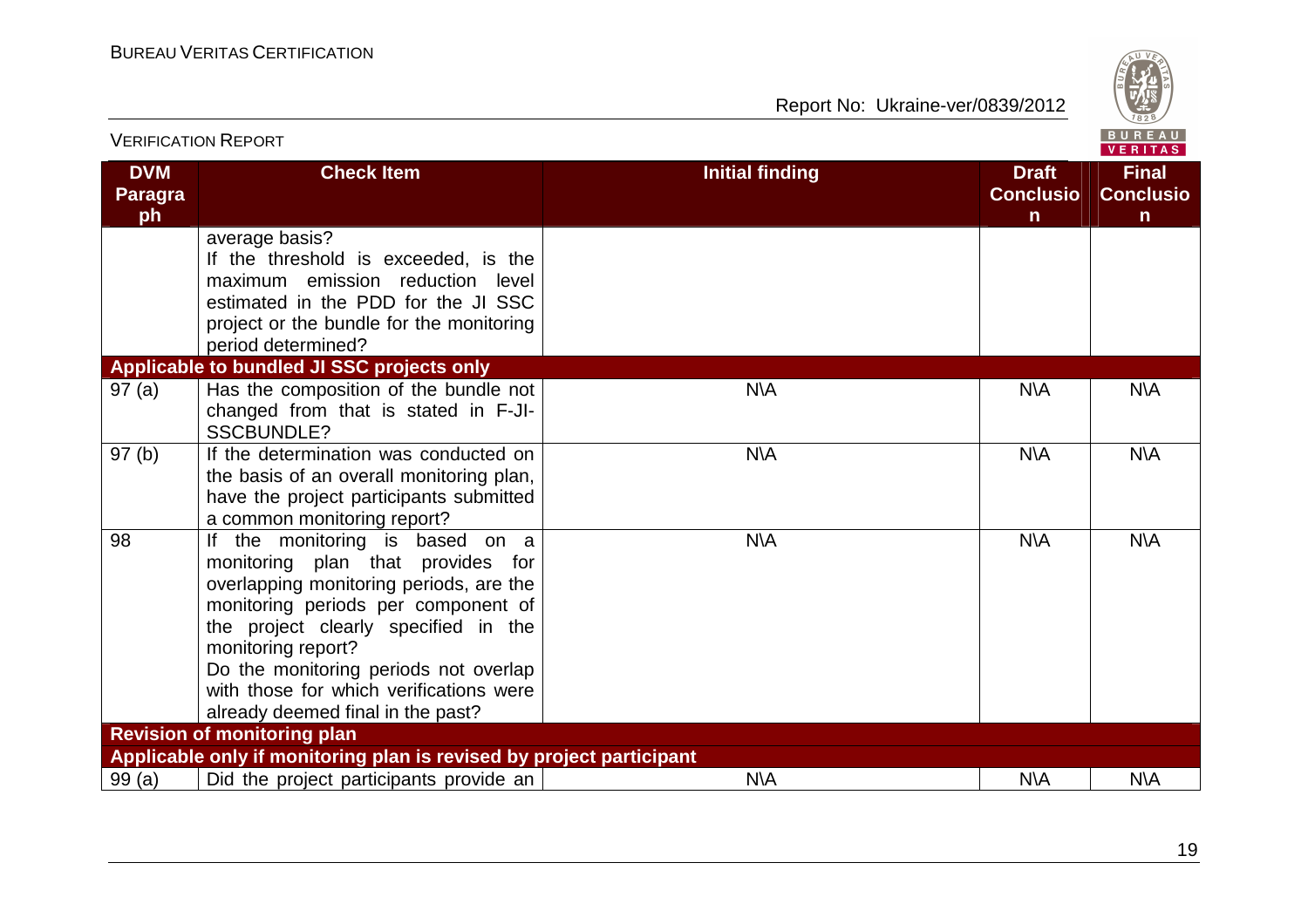| DVM Paragraph | Check Item | Initial finding | Draft Conclusion | Final Conclusion |
|---|---|---|---|---|
| | average basis?<br>If the threshold is exceeded, is the maximum emission reduction level estimated in the PDD for the JI SSC project or the bundle for the monitoring period determined? | | | |
| **Applicable to bundled JI SSC projects only** | | | | |
| 97 (a) | Has the composition of the bundle not changed from that is stated in F-JI-SSCBUNDLE? | N\A | N\A | N\A |
| 97 (b) | If the determination was conducted on the basis of an overall monitoring plan, have the project participants submitted a common monitoring report? | N\A | N\A | N\A |
| 98 | If the monitoring is based on a monitoring plan that provides for overlapping monitoring periods, are the monitoring periods per component of the project clearly specified in the monitoring report?<br>Do the monitoring periods not overlap with those for which verifications were already deemed final in the past? | N\A | N\A | N\A |
| **Revision of monitoring plan** | | | | |
| **Applicable only if monitoring plan is revised by project participant** | | | | |
| 99 (a) | Did the project participants provide an | N\A | N\A | N\A |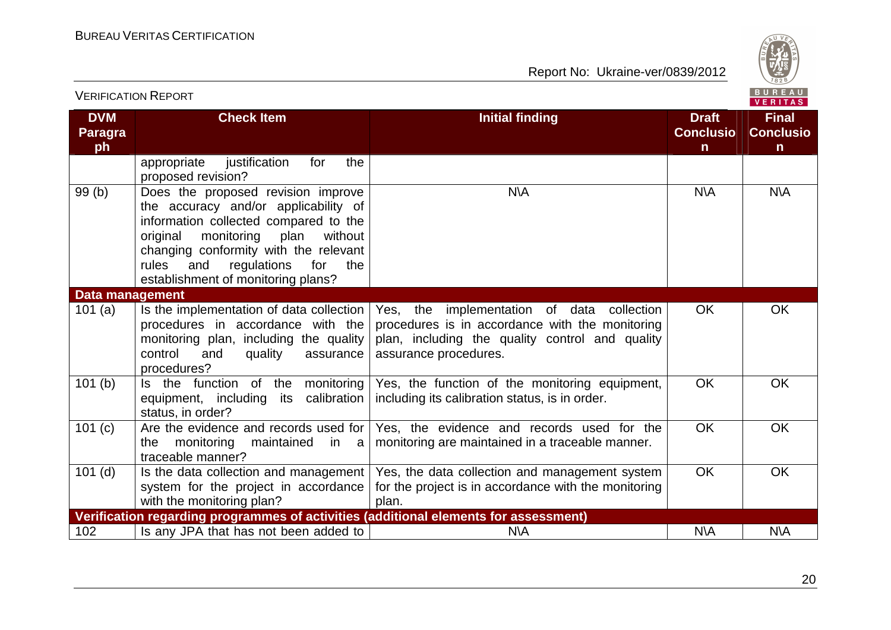| DVM Paragraph | Check Item | Initial finding | Draft Conclusion | Final Conclusion |
|---|---|---|---|---|
| | appropriate justification for the proposed revision? | | | |
| 99 (b) | Does the proposed revision improve the accuracy and/or applicability of information collected compared to the original monitoring plan without changing conformity with the relevant rules and regulations for the establishment of monitoring plans? | N\A | N\A | N\A |
| **Data management** | | | | |
| 101 (a) | Is the implementation of data collection procedures in accordance with the monitoring plan, including the quality control and quality assurance procedures? | Yes, the implementation of data collection procedures is in accordance with the monitoring plan, including the quality control and quality assurance procedures. | OK | OK |
| 101 (b) | Is the function of the monitoring equipment, including its calibration status, in order? | Yes, the function of the monitoring equipment, including its calibration status, is in order. | OK | OK |
| 101 (c) | Are the evidence and records used for the monitoring maintained in a traceable manner? | Yes, the evidence and records used for the monitoring are maintained in a traceable manner. | OK | OK |
| 101 (d) | Is the data collection and management system for the project in accordance with the monitoring plan? | Yes, the data collection and management system for the project is in accordance with the monitoring plan. | OK | OK |
| **Verification regarding programmes of activities (additional elements for assessment)** | | | | |
| 102 | Is any JPA that has not been added to | N\A | N\A | N\A |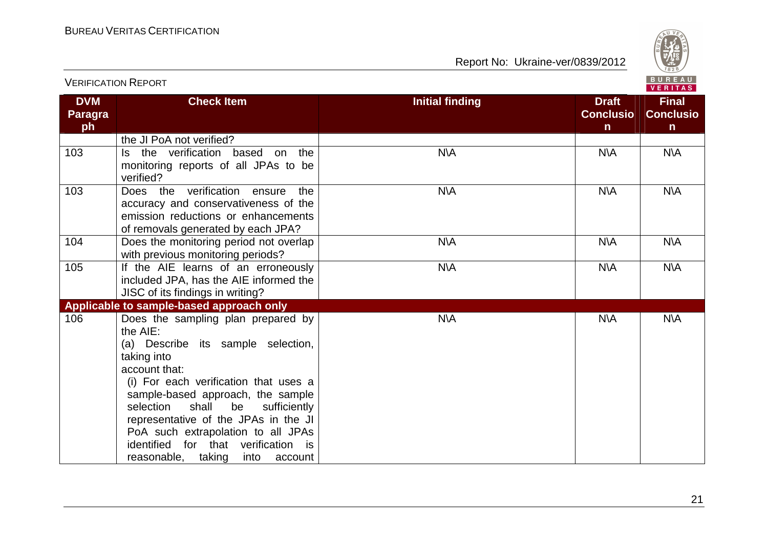| DVM Paragraph | Check Item | Initial finding | Draft Conclusion | Final Conclusion |
|---|---|---|---|---|
| | the JI PoA not verified? | | | |
| 103 | Is the verification based on the monitoring reports of all JPAs to be verified? | N\A | N\A | N\A |
| 103 | Does the verification ensure the accuracy and conservativeness of the emission reductions or enhancements of removals generated by each JPA? | N\A | N\A | N\A |
| 104 | Does the monitoring period not overlap with previous monitoring periods? | N\A | N\A | N\A |
| 105 | If the AIE learns of an erroneously included JPA, has the AIE informed the JISC of its findings in writing? | N\A | N\A | N\A |
| **Applicable to sample-based approach only** | | | | |
| 106 | Does the sampling plan prepared by the AIE:<br>(a) Describe its sample selection, taking into account that:<br>(i) For each verification that uses a sample-based approach, the sample selection shall be sufficiently representative of the JPAs in the JI PoA such extrapolation to all JPAs identified for that verification is reasonable, taking into account | N\A | N\A | N\A |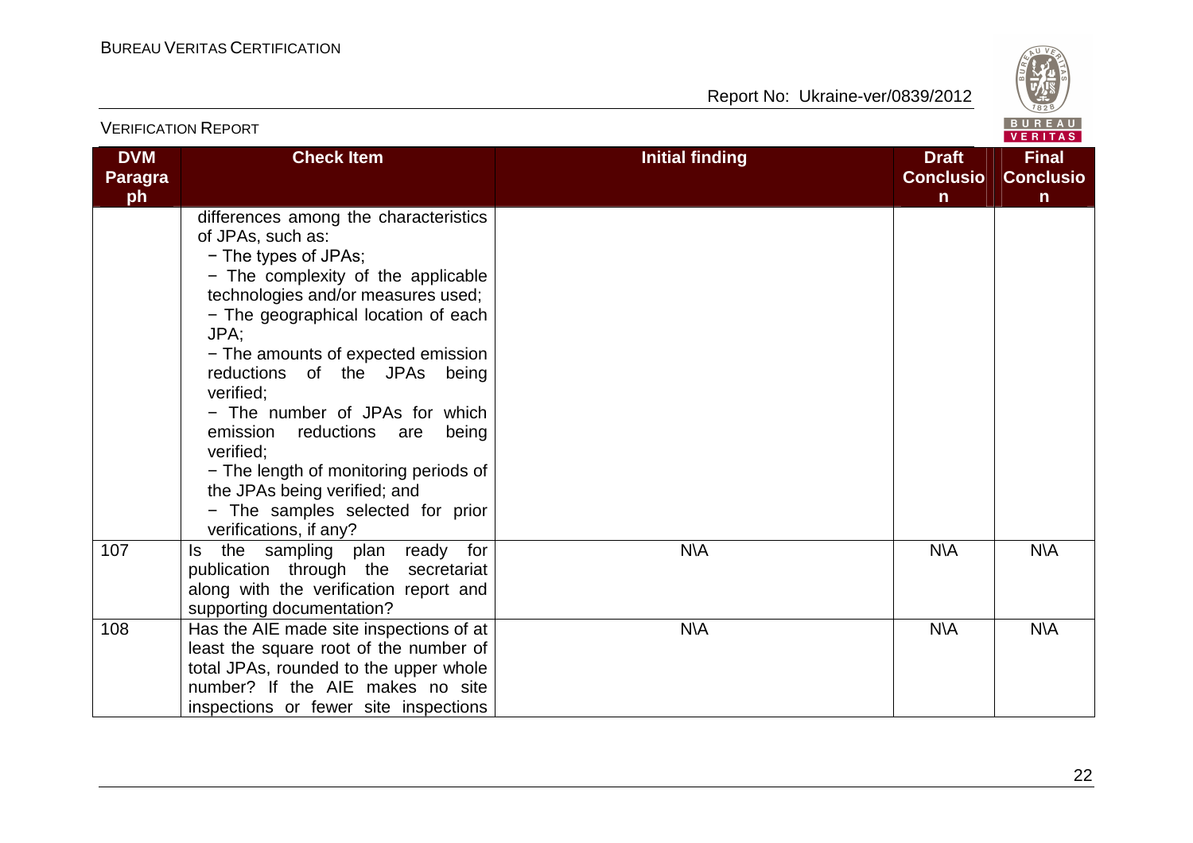| DVM Paragraph | Check Item | Initial finding | Draft Conclusion | Final Conclusion |
|---|---|---|---|---|
| | differences among the characteristics of JPAs, such as:<br>− The types of JPAs;<br>− The complexity of the applicable technologies and/or measures used;<br>− The geographical location of each JPA;<br>− The amounts of expected emission reductions of the JPAs being verified;<br>− The number of JPAs for which emission reductions are being verified;<br>− The length of monitoring periods of the JPAs being verified; and<br>− The samples selected for prior verifications, if any? | | | |
| 107 | Is the sampling plan ready for publication through the secretariat along with the verification report and supporting documentation? | N\A | N\A | N\A |
| 108 | Has the AIE made site inspections of at least the square root of the number of total JPAs, rounded to the upper whole number? If the AIE makes no site inspections or fewer site inspections | N\A | N\A | N\A |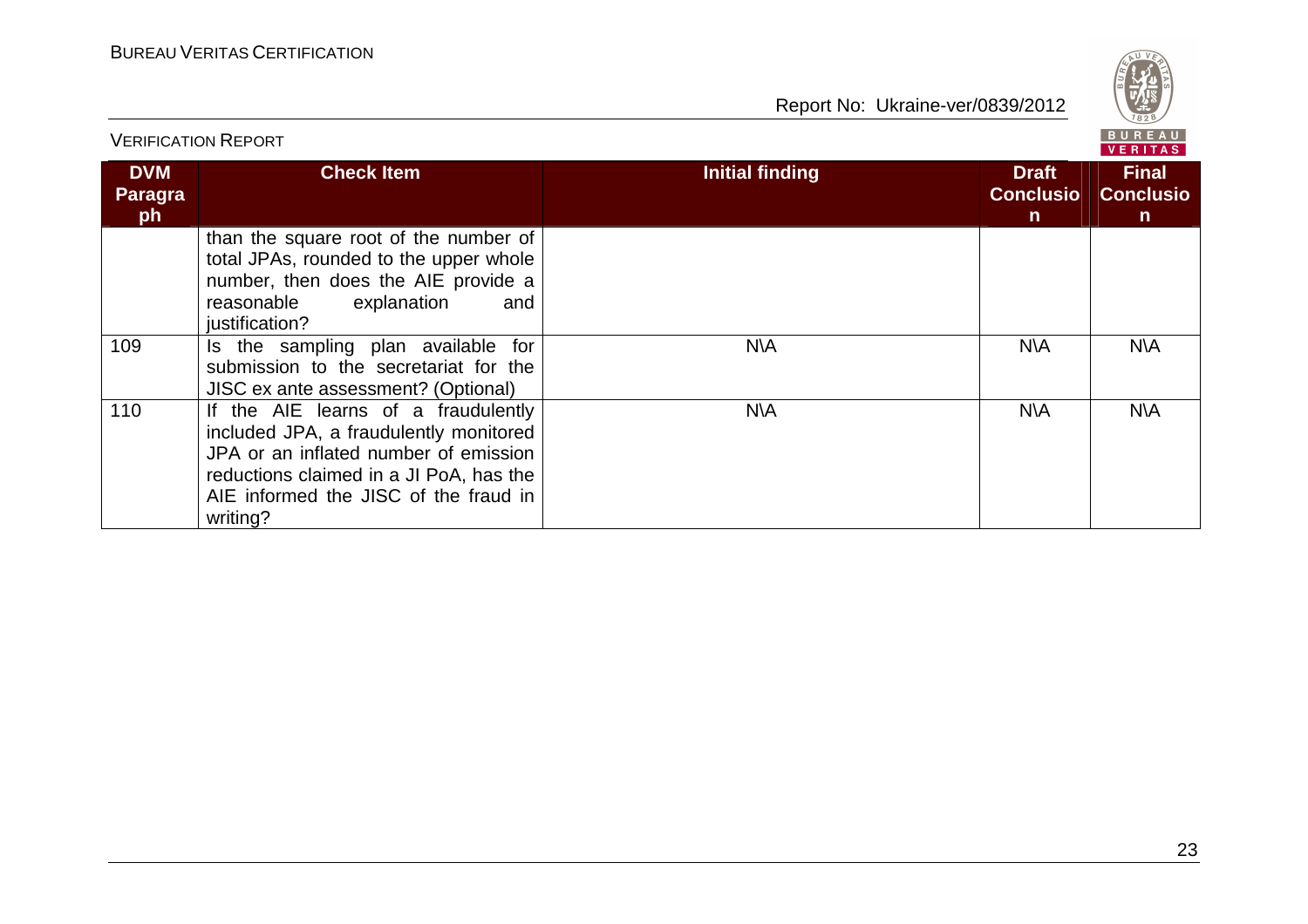| DVM Paragraph | Check Item | Initial finding | Draft Conclusion | Final Conclusion |
|---|---|---|---|---|
| | than the square root of the number of total JPAs, rounded to the upper whole number, then does the AIE provide a reasonable explanation and justification? | | | |
| 109 | Is the sampling plan available for submission to the secretariat for the JISC ex ante assessment? (Optional) | N\A | N\A | N\A |
| 110 | If the AIE learns of a fraudulently included JPA, a fraudulently monitored JPA or an inflated number of emission reductions claimed in a JI PoA, has the AIE informed the JISC of the fraud in writing? | N\A | N\A | N\A |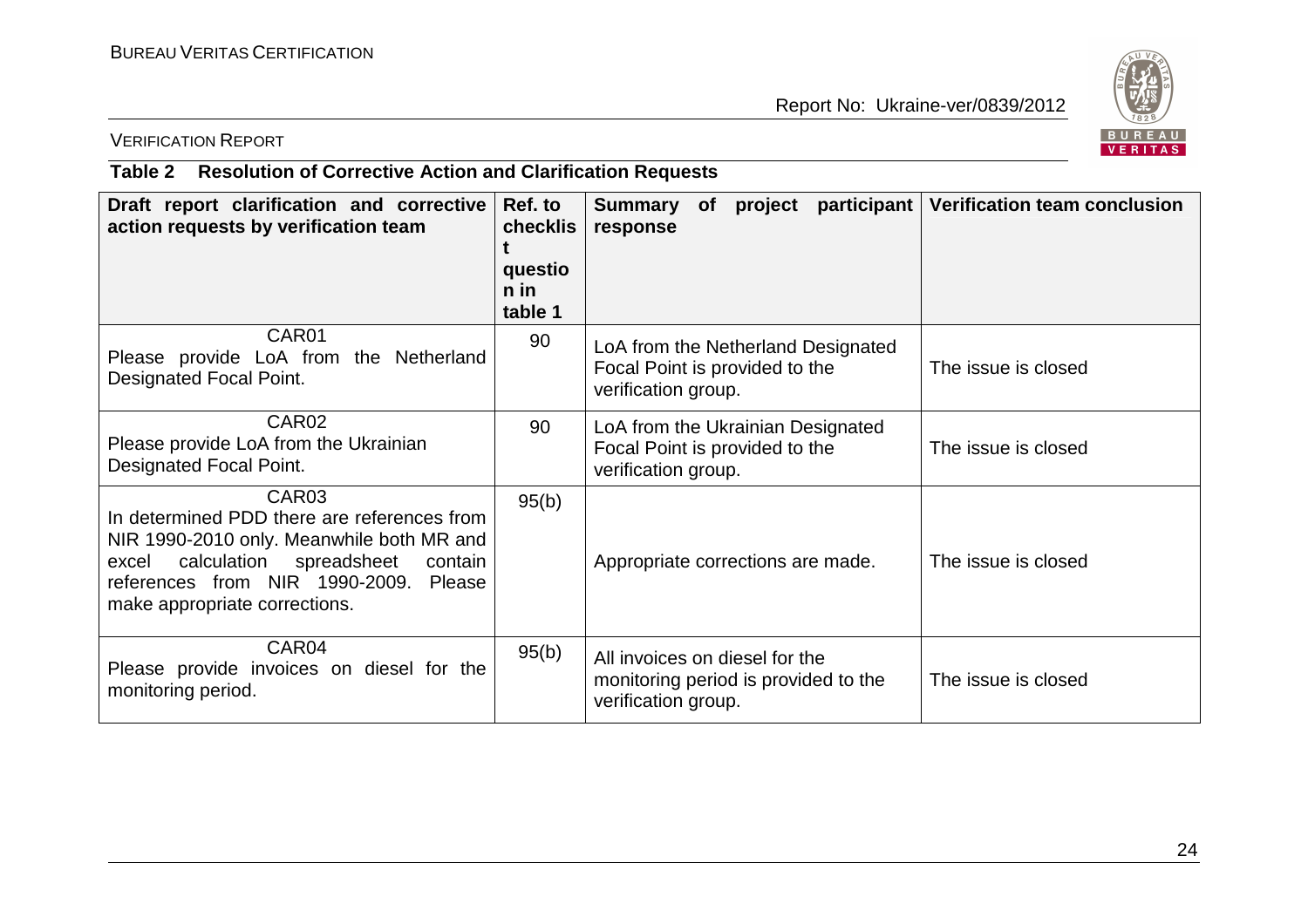VERIFICATION REPORT

**Table 2 Resolution of Corrective Action and Clarification Requests**

| Draft report clarification and corrective action requests by verification team | Ref. to checklist question in table 1 | Summary of project participant response | Verification team conclusion |
|---|---|---|---|
| CAR01<br>Please provide LoA from the Netherland Designated Focal Point. | 90 | LoA from the Netherland Designated Focal Point is provided to the verification group. | The issue is closed |
| CAR02<br>Please provide LoA from the Ukrainian Designated Focal Point. | 90 | LoA from the Ukrainian Designated Focal Point is provided to the verification group. | The issue is closed |
| CAR03<br>In determined PDD there are references from NIR 1990-2010 only. Meanwhile both MR and excel calculation spreadsheet contain references from NIR 1990-2009. Please make appropriate corrections. | 95(b) | Appropriate corrections are made. | The issue is closed |
| CAR04<br>Please provide invoices on diesel for the monitoring period. | 95(b) | All invoices on diesel for the monitoring period is provided to the verification group. | The issue is closed |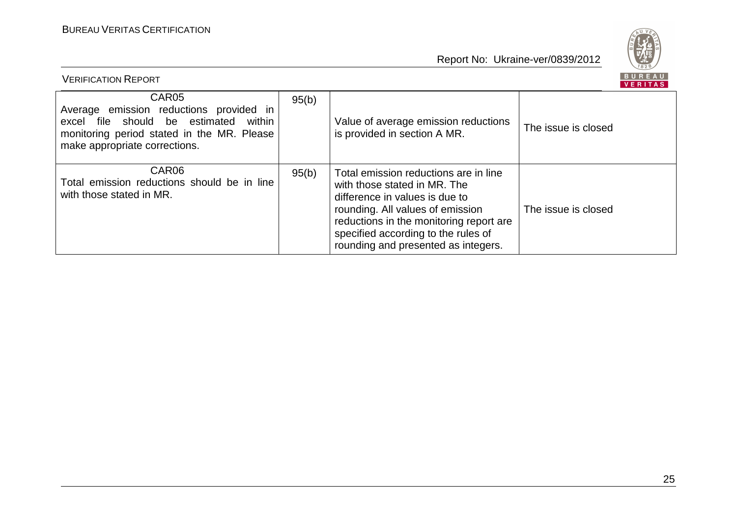| | | | |
|---|---|---|---|
| CAR05<br>Average emission reductions provided in excel file should be estimated within monitoring period stated in the MR. Please make appropriate corrections. | 95(b) | Value of average emission reductions is provided in section A MR. | The issue is closed |
| CAR06<br>Total emission reductions should be in line with those stated in MR. | 95(b) | Total emission reductions are in line with those stated in MR. The difference in values is due to rounding. All values of emission reductions in the monitoring report are specified according to the rules of rounding and presented as integers. | The issue is closed |